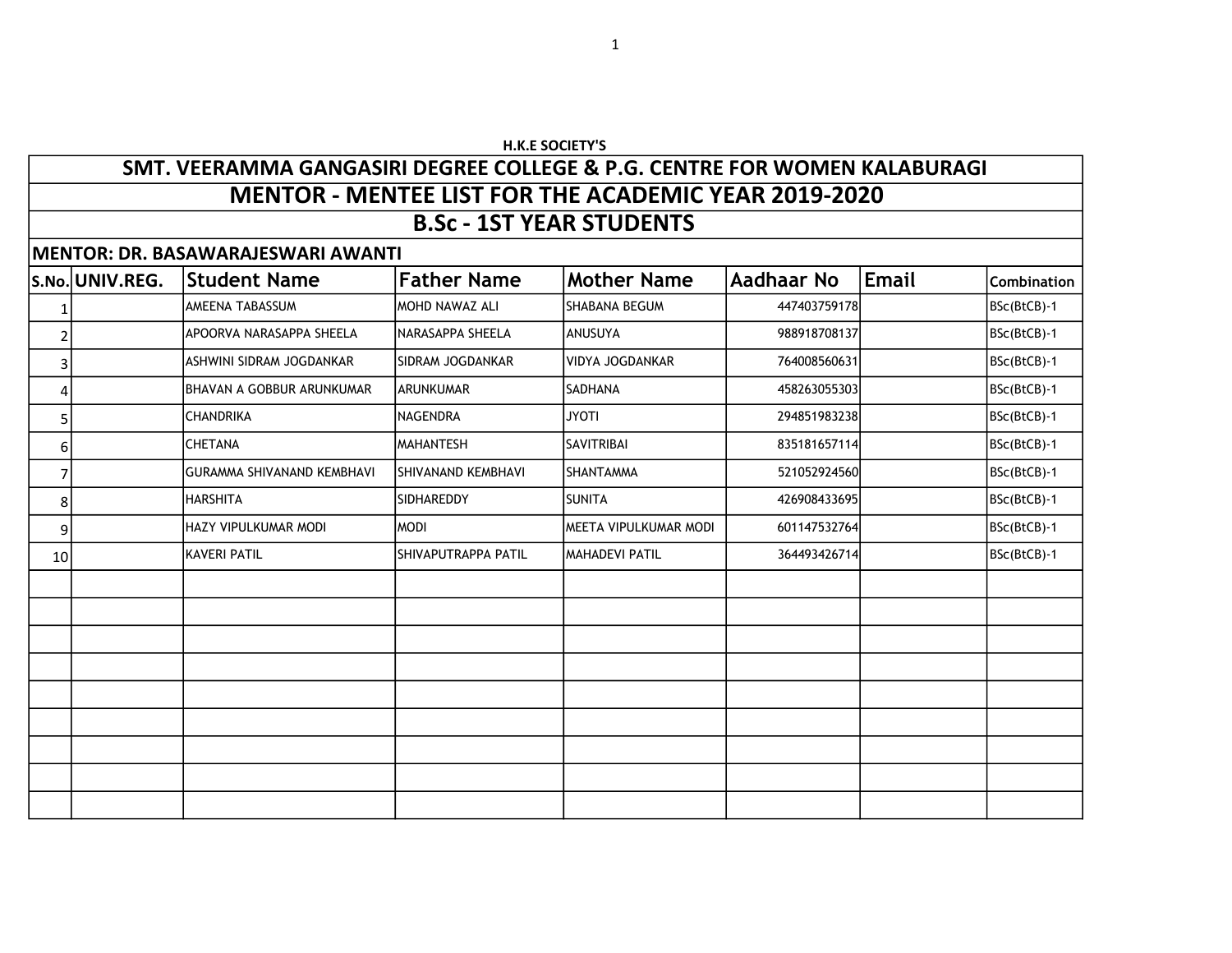H.K.E SOCIETY'S

# SMT. VEERAMMA GANGASIRI DEGREE COLLEGE & P.G. CENTRE FOR WOMEN KALABURAGI

## MENTOR - MENTEE LIST FOR THE ACADEMIC YEAR 2019-2020

## B.Sc - 1ST YEAR STUDENTS

**MENTOR: DR. BASAWARAJESWARI AWANTI**

| S.No. | UNIV.REG. | Student Name | Father Name | Mother Name | Aadhaar No | Email | Combination |
|---|---|---|---|---|---|---|---|
| 1 | | AMEENA TABASSUM | MOHD NAWAZ ALI | SHABANA BEGUM | 447403759178 | | BSc(BtCB)-1 |
| 2 | | APOORVA NARASAPPA SHEELA | NARASAPPA SHEELA | ANUSUYA | 988918708137 | | BSc(BtCB)-1 |
| 3 | | ASHWINI SIDRAM JOGDANKAR | SIDRAM JOGDANKAR | VIDYA JOGDANKAR | 764008560631 | | BSc(BtCB)-1 |
| 4 | | BHAVAN A GOBBUR ARUNKUMAR | ARUNKUMAR | SADHANA | 458263055303 | | BSc(BtCB)-1 |
| 5 | | CHANDRIKA | NAGENDRA | JYOTI | 294851983238 | | BSc(BtCB)-1 |
| 6 | | CHETANA | MAHANTESH | SAVITRIBAI | 835181657114 | | BSc(BtCB)-1 |
| 7 | | GURAMMA SHIVANAND KEMBHAVI | SHIVANAND KEMBHAVI | SHANTAMMA | 521052924560 | | BSc(BtCB)-1 |
| 8 | | HARSHITA | SIDHAREDDY | SUNITA | 426908433695 | | BSc(BtCB)-1 |
| 9 | | HAZY VIPULKUMAR MODI | MODI | MEETA VIPULKUMAR MODI | 601147532764 | | BSc(BtCB)-1 |
| 10 | | KAVERI PATIL | SHIVAPUTRAPPA PATIL | MAHADEVI PATIL | 364493426714 | | BSc(BtCB)-1 |
| | | | | | | | |
| | | | | | | | |
| | | | | | | | |
| | | | | | | | |
| | | | | | | | |
| | | | | | | | |
| | | | | | | | |
| | | | | | | | |
| | | | | | | | |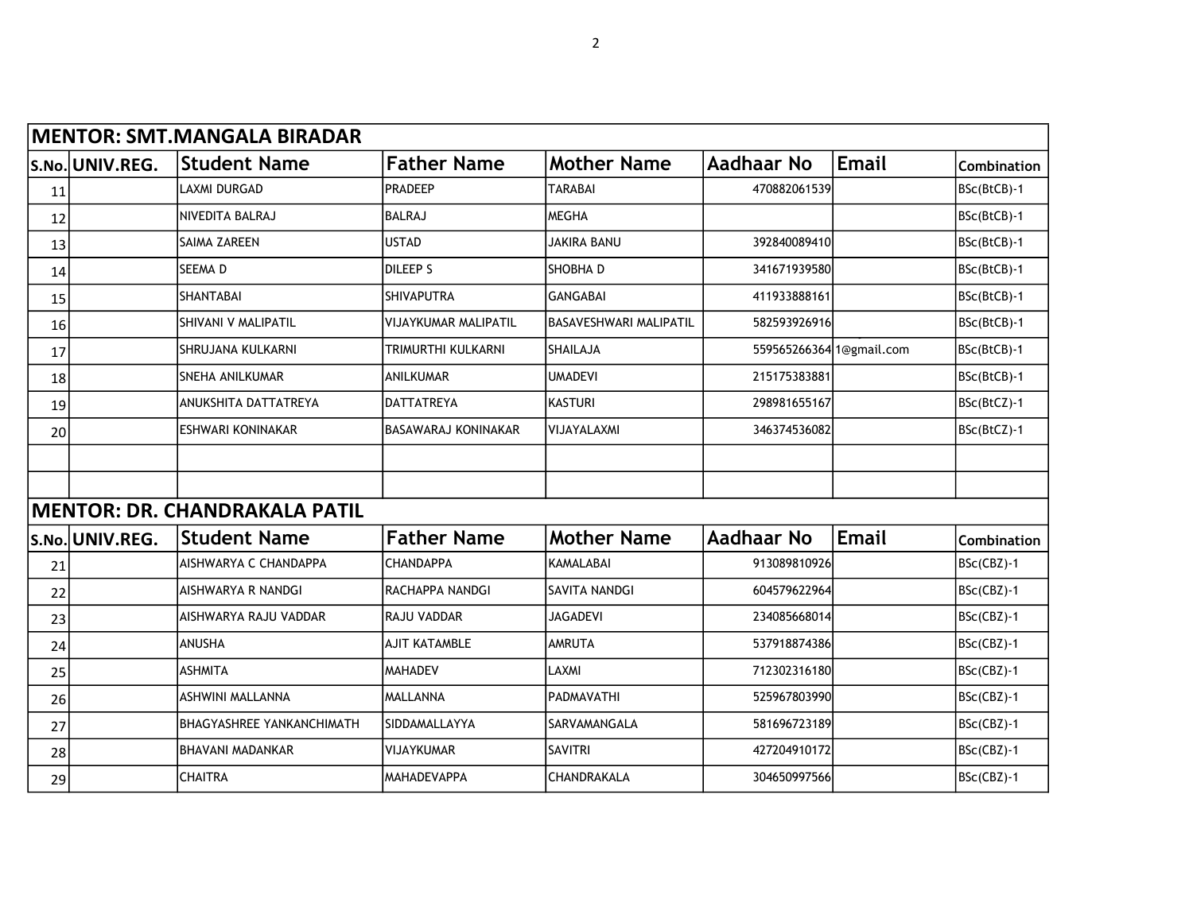| MENTOR: SMT.MANGALA BIRADAR | | | | | | | |
|---|---|---|---|---|---|---|---|
| S.No. | UNIV.REG. | Student Name | Father Name | Mother Name | Aadhaar No | Email | Combination |
| 11 | | LAXMI DURGAD | PRADEEP | TARABAI | 470882061539 | | BSc(BtCB)-1 |
| 12 | | NIVEDITA BALRAJ | BALRAJ | MEGHA | | | BSc(BtCB)-1 |
| 13 | | SAIMA ZAREEN | USTAD | JAKIRA BANU | 392840089410 | | BSc(BtCB)-1 |
| 14 | | SEEMA D | DILEEP S | SHOBHA D | 341671939580 | | BSc(BtCB)-1 |
| 15 | | SHANTABAI | SHIVAPUTRA | GANGABAI | 411933888161 | | BSc(BtCB)-1 |
| 16 | | SHIVANI V MALIPATIL | VIJAYKUMAR MALIPATIL | BASAVESHWARI MALIPATIL | 582593926916 | | BSc(BtCB)-1 |
| 17 | | SHRUJANA KULKARNI | TRIMURTHI KULKARNI | SHAILAJA | 559565266364 | 1@gmail.com | BSc(BtCB)-1 |
| 18 | | SNEHA ANILKUMAR | ANILKUMAR | UMADEVI | 215175383881 | | BSc(BtCB)-1 |
| 19 | | ANUKSHITA DATTATREYA | DATTATREYA | KASTURI | 298981655167 | | BSc(BtCZ)-1 |
| 20 | | ESHWARI KONINAKAR | BASAWARAJ KONINAKAR | VIJAYALAXMI | 346374536082 | | BSc(BtCZ)-1 |
| | | | | | | | |
| | | | | | | | |

| MENTOR: DR. CHANDRAKALA PATIL | | | | | | | |
|---|---|---|---|---|---|---|---|
| S.No. | UNIV.REG. | Student Name | Father Name | Mother Name | Aadhaar No | Email | Combination |
| 21 | | AISHWARYA C CHANDAPPA | CHANDAPPA | KAMALABAI | 913089810926 | | BSc(CBZ)-1 |
| 22 | | AISHWARYA R NANDGI | RACHAPPA NANDGI | SAVITA NANDGI | 604579622964 | | BSc(CBZ)-1 |
| 23 | | AISHWARYA RAJU VADDAR | RAJU VADDAR | JAGADEVI | 234085668014 | | BSc(CBZ)-1 |
| 24 | | ANUSHA | AJIT KATAMBLE | AMRUTA | 537918874386 | | BSc(CBZ)-1 |
| 25 | | ASHMITA | MAHADEV | LAXMI | 712302316180 | | BSc(CBZ)-1 |
| 26 | | ASHWINI MALLANNA | MALLANNA | PADMAVATHI | 525967803990 | | BSc(CBZ)-1 |
| 27 | | BHAGYASHREE YANKANCHIMATH | SIDDAMALLAYYA | SARVAMANGALA | 581696723189 | | BSc(CBZ)-1 |
| 28 | | BHAVANI MADANKAR | VIJAYKUMAR | SAVITRI | 427204910172 | | BSc(CBZ)-1 |
| 29 | | CHAITRA | MAHADEVAPPA | CHANDRAKALA | 304650997566 | | BSc(CBZ)-1 |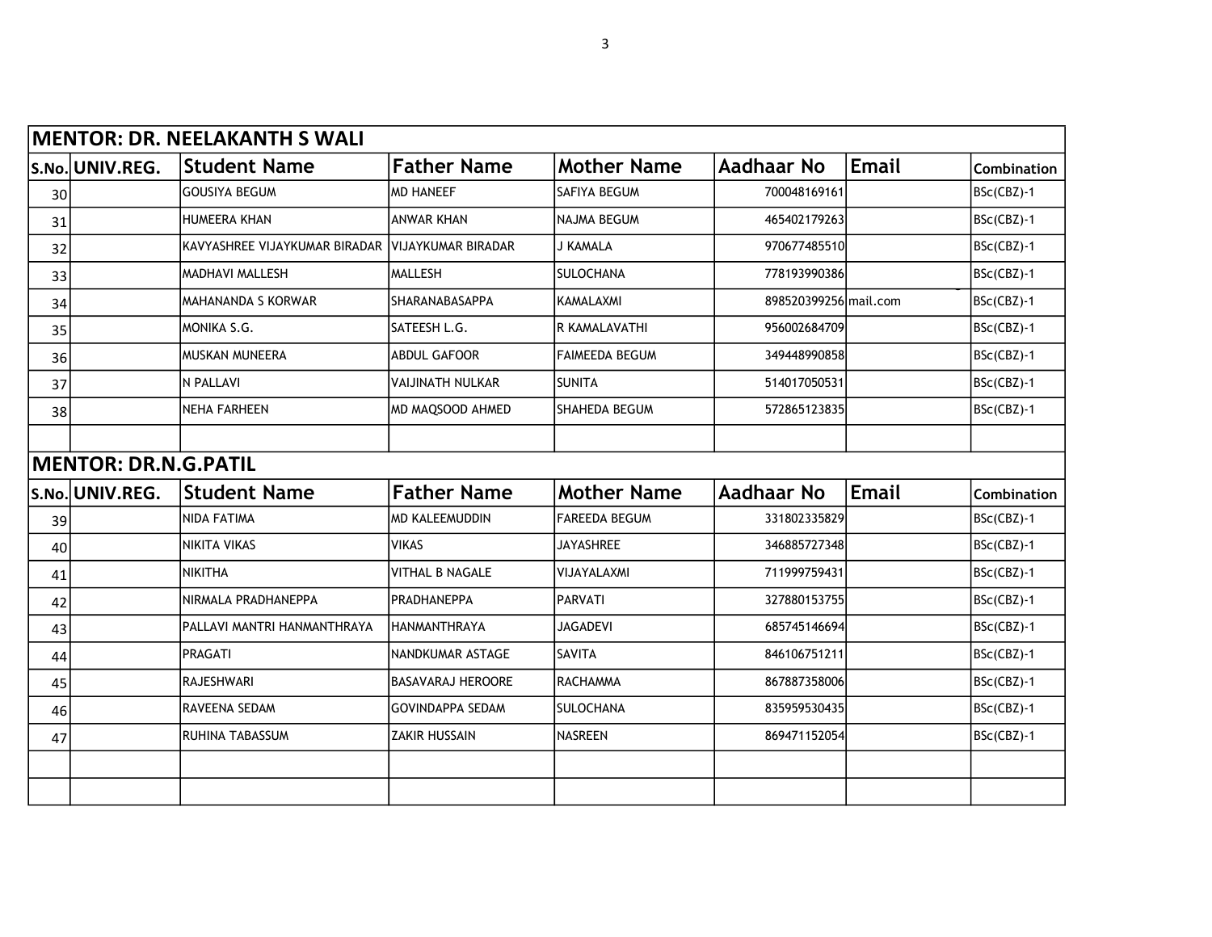| MENTOR: DR. NEELAKANTH S WALI | | | | | | | |
|---|---|---|---|---|---|---|---|
| S.No. | UNIV.REG. | Student Name | Father Name | Mother Name | Aadhaar No | Email | Combination |
| 30 | | GOUSIYA BEGUM | MD HANEEF | SAFIYA BEGUM | 700048169161 | | BSc(CBZ)-1 |
| 31 | | HUMEERA KHAN | ANWAR KHAN | NAJMA BEGUM | 465402179263 | | BSc(CBZ)-1 |
| 32 | | KAVYASHREE VIJAYKUMAR BIRADAR | VIJAYKUMAR BIRADAR | J KAMALA | 970677485510 | | BSc(CBZ)-1 |
| 33 | | MADHAVI MALLESH | MALLESH | SULOCHANA | 778193990386 | | BSc(CBZ)-1 |
| 34 | | MAHANANDA S KORWAR | SHARANABASAPPA | KAMALAXMI | 898520399256 | mail.com | BSc(CBZ)-1 |
| 35 | | MONIKA S.G. | SATEESH L.G. | R KAMALAVATHI | 956002684709 | | BSc(CBZ)-1 |
| 36 | | MUSKAN MUNEERA | ABDUL GAFOOR | FAIMEEDA BEGUM | 349448990858 | | BSc(CBZ)-1 |
| 37 | | N PALLAVI | VAIJINATH NULKAR | SUNITA | 514017050531 | | BSc(CBZ)-1 |
| 38 | | NEHA FARHEEN | MD MAQSOOD AHMED | SHAHEDA BEGUM | 572865123835 | | BSc(CBZ)-1 |
| | | | | | | | |
| MENTOR: DR.N.G.PATIL | | | | | | | |
| S.No. | UNIV.REG. | Student Name | Father Name | Mother Name | Aadhaar No | Email | Combination |
| 39 | | NIDA FATIMA | MD KALEEMUDDIN | FAREEDA BEGUM | 331802335829 | | BSc(CBZ)-1 |
| 40 | | NIKITA VIKAS | VIKAS | JAYASHREE | 346885727348 | | BSc(CBZ)-1 |
| 41 | | NIKITHA | VITHAL B NAGALE | VIJAYALAXMI | 711999759431 | | BSc(CBZ)-1 |
| 42 | | NIRMALA PRADHANEPPA | PRADHANEPPA | PARVATI | 327880153755 | | BSc(CBZ)-1 |
| 43 | | PALLAVI MANTRI HANMANTHRAYA | HANMANTHRAYA | JAGADEVI | 685745146694 | | BSc(CBZ)-1 |
| 44 | | PRAGATI | NANDKUMAR ASTAGE | SAVITA | 846106751211 | | BSc(CBZ)-1 |
| 45 | | RAJESHWARI | BASAVARAJ HEROORE | RACHAMMA | 867887358006 | | BSc(CBZ)-1 |
| 46 | | RAVEENA SEDAM | GOVINDAPPA SEDAM | SULOCHANA | 835959530435 | | BSc(CBZ)-1 |
| 47 | | RUHINA TABASSUM | ZAKIR HUSSAIN | NASREEN | 869471152054 | | BSc(CBZ)-1 |
| | | | | | | | |
| | | | | | | | |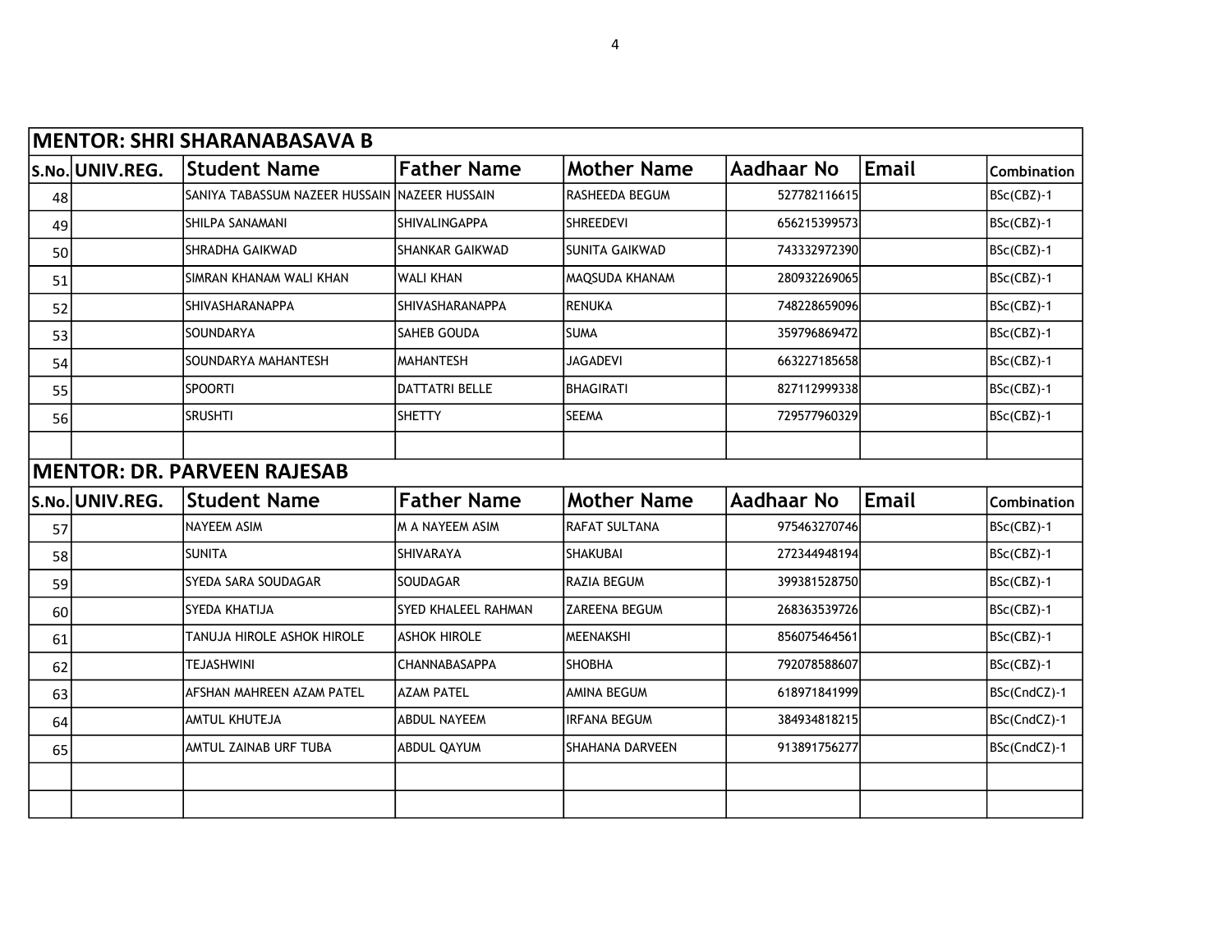| MENTOR: SHRI SHARANABASAVA B | | | | | | | |
|---|---|---|---|---|---|---|---|
| S.No. | UNIV.REG. | Student Name | Father Name | Mother Name | Aadhaar No | Email | Combination |
| 48 | | SANIYA TABASSUM NAZEER HUSSAIN | NAZEER HUSSAIN | RASHEEDA BEGUM | 527782116615 | | BSc(CBZ)-1 |
| 49 | | SHILPA SANAMANI | SHIVALINGAPPA | SHREEDEVI | 656215399573 | | BSc(CBZ)-1 |
| 50 | | SHRADHA GAIKWAD | SHANKAR GAIKWAD | SUNITA GAIKWAD | 743332972390 | | BSc(CBZ)-1 |
| 51 | | SIMRAN KHANAM WALI KHAN | WALI KHAN | MAQSUDA KHANAM | 280932269065 | | BSc(CBZ)-1 |
| 52 | | SHIVASHARANAPPA | SHIVASHARANAPPA | RENUKA | 748228659096 | | BSc(CBZ)-1 |
| 53 | | SOUNDARYA | SAHEB GOUDA | SUMA | 359796869472 | | BSc(CBZ)-1 |
| 54 | | SOUNDARYA MAHANTESH | MAHANTESH | JAGADEVI | 663227185658 | | BSc(CBZ)-1 |
| 55 | | SPOORTI | DATTATRI BELLE | BHAGIRATI | 827112999338 | | BSc(CBZ)-1 |
| 56 | | SRUSHTI | SHETTY | SEEMA | 729577960329 | | BSc(CBZ)-1 |
| | | | | | | | |

| MENTOR: DR. PARVEEN RAJESAB | | | | | | | |
|---|---|---|---|---|---|---|---|
| S.No. | UNIV.REG. | Student Name | Father Name | Mother Name | Aadhaar No | Email | Combination |
| 57 | | NAYEEM ASIM | M A NAYEEM ASIM | RAFAT SULTANA | 975463270746 | | BSc(CBZ)-1 |
| 58 | | SUNITA | SHIVARAYA | SHAKUBAI | 272344948194 | | BSc(CBZ)-1 |
| 59 | | SYEDA SARA SOUDAGAR | SOUDAGAR | RAZIA BEGUM | 399381528750 | | BSc(CBZ)-1 |
| 60 | | SYEDA KHATIJA | SYED KHALEEL RAHMAN | ZAREENA BEGUM | 268363539726 | | BSc(CBZ)-1 |
| 61 | | TANUJA HIROLE ASHOK HIROLE | ASHOK HIROLE | MEENAKSHI | 856075464561 | | BSc(CBZ)-1 |
| 62 | | TEJASHWINI | CHANNABASAPPA | SHOBHA | 792078588607 | | BSc(CBZ)-1 |
| 63 | | AFSHAN MAHREEN AZAM PATEL | AZAM PATEL | AMINA BEGUM | 618971841999 | | BSc(CndCZ)-1 |
| 64 | | AMTUL KHUTEJA | ABDUL NAYEEM | IRFANA BEGUM | 384934818215 | | BSc(CndCZ)-1 |
| 65 | | AMTUL ZAINAB URF TUBA | ABDUL QAYUM | SHAHANA DARVEEN | 913891756277 | | BSc(CndCZ)-1 |
| | | | | | | | |
| | | | | | | | |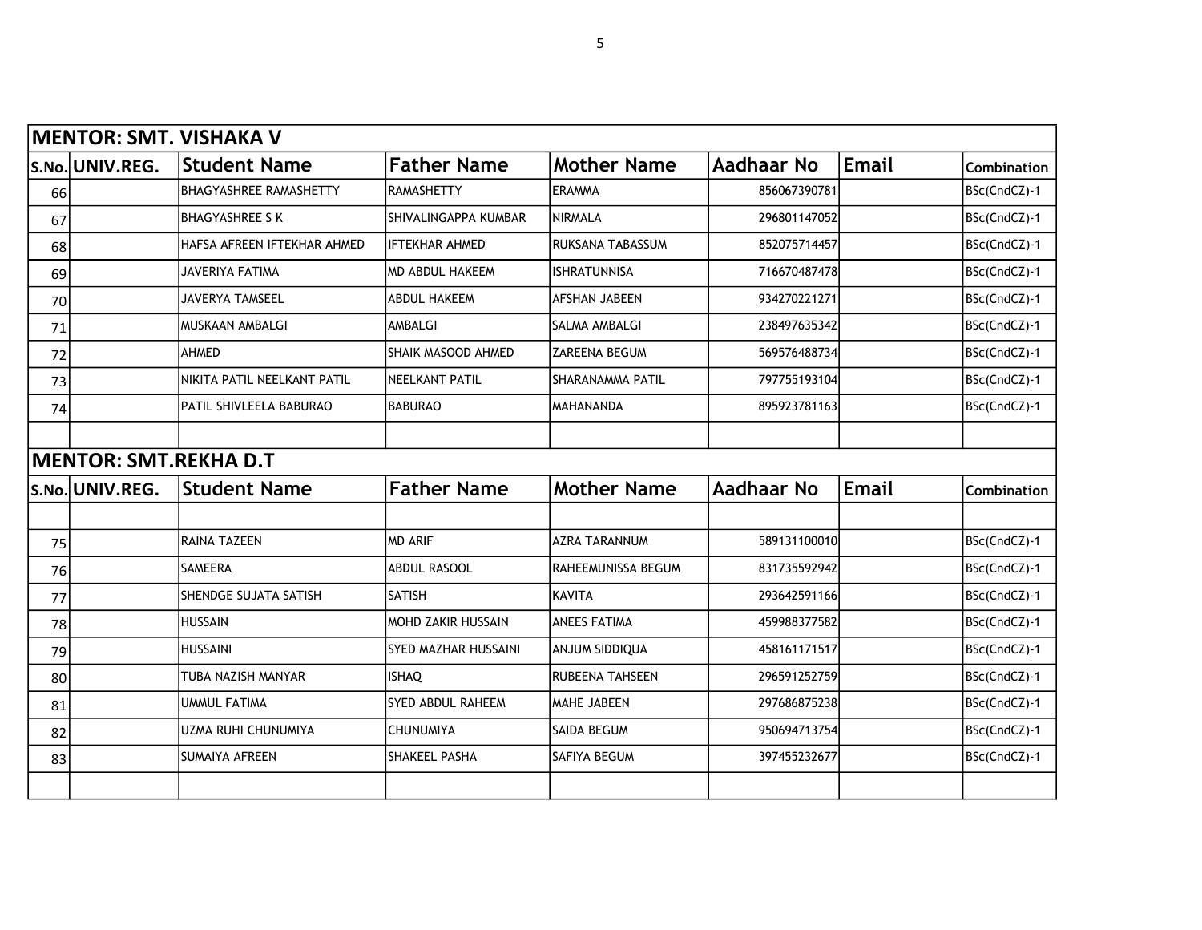| MENTOR: SMT. VISHAKA V | | | | | | | |
|---|---|---|---|---|---|---|---|
| S.No. | UNIV.REG. | Student Name | Father Name | Mother Name | Aadhaar No | Email | Combination |
| 66 | | BHAGYASHREE RAMASHETTY | RAMASHETTY | ERAMMA | 856067390781 | | BSc(CndCZ)-1 |
| 67 | | BHAGYASHREE S K | SHIVALINGAPPA KUMBAR | NIRMALA | 296801147052 | | BSc(CndCZ)-1 |
| 68 | | HAFSA AFREEN IFTEKHAR AHMED | IFTEKHAR AHMED | RUKSANA TABASSUM | 852075714457 | | BSc(CndCZ)-1 |
| 69 | | JAVERIYA FATIMA | MD ABDUL HAKEEM | ISHRATUNNISA | 716670487478 | | BSc(CndCZ)-1 |
| 70 | | JAVERYA TAMSEEL | ABDUL HAKEEM | AFSHAN JABEEN | 934270221271 | | BSc(CndCZ)-1 |
| 71 | | MUSKAAN AMBALGI | AMBALGI | SALMA AMBALGI | 238497635342 | | BSc(CndCZ)-1 |
| 72 | | AHMED | SHAIK MASOOD AHMED | ZAREENA BEGUM | 569576488734 | | BSc(CndCZ)-1 |
| 73 | | NIKITA PATIL NEELKANT PATIL | NEELKANT PATIL | SHARANAMMA PATIL | 797755193104 | | BSc(CndCZ)-1 |
| 74 | | PATIL SHIVLEELA BABURAO | BABURAO | MAHANANDA | 895923781163 | | BSc(CndCZ)-1 |
| | | | | | | | |

| MENTOR: SMT.REKHA D.T | | | | | | | |
|---|---|---|---|---|---|---|---|
| S.No. | UNIV.REG. | Student Name | Father Name | Mother Name | Aadhaar No | Email | Combination |
| | | | | | | | |
| 75 | | RAINA TAZEEN | MD ARIF | AZRA TARANNUM | 589131100010 | | BSc(CndCZ)-1 |
| 76 | | SAMEERA | ABDUL RASOOL | RAHEEMUNISSA BEGUM | 831735592942 | | BSc(CndCZ)-1 |
| 77 | | SHENDGE SUJATA SATISH | SATISH | KAVITA | 293642591166 | | BSc(CndCZ)-1 |
| 78 | | HUSSAIN | MOHD ZAKIR HUSSAIN | ANEES FATIMA | 459988377582 | | BSc(CndCZ)-1 |
| 79 | | HUSSAINI | SYED MAZHAR HUSSAINI | ANJUM SIDDIQUA | 458161171517 | | BSc(CndCZ)-1 |
| 80 | | TUBA NAZISH MANYAR | ISHAQ | RUBEENA TAHSEEN | 296591252759 | | BSc(CndCZ)-1 |
| 81 | | UMMUL FATIMA | SYED ABDUL RAHEEM | MAHE JABEEN | 297686875238 | | BSc(CndCZ)-1 |
| 82 | | UZMA RUHI CHUNUMIYA | CHUNUMIYA | SAIDA BEGUM | 950694713754 | | BSc(CndCZ)-1 |
| 83 | | SUMAIYA AFREEN | SHAKEEL PASHA | SAFIYA BEGUM | 397455232677 | | BSc(CndCZ)-1 |
| | | | | | | | |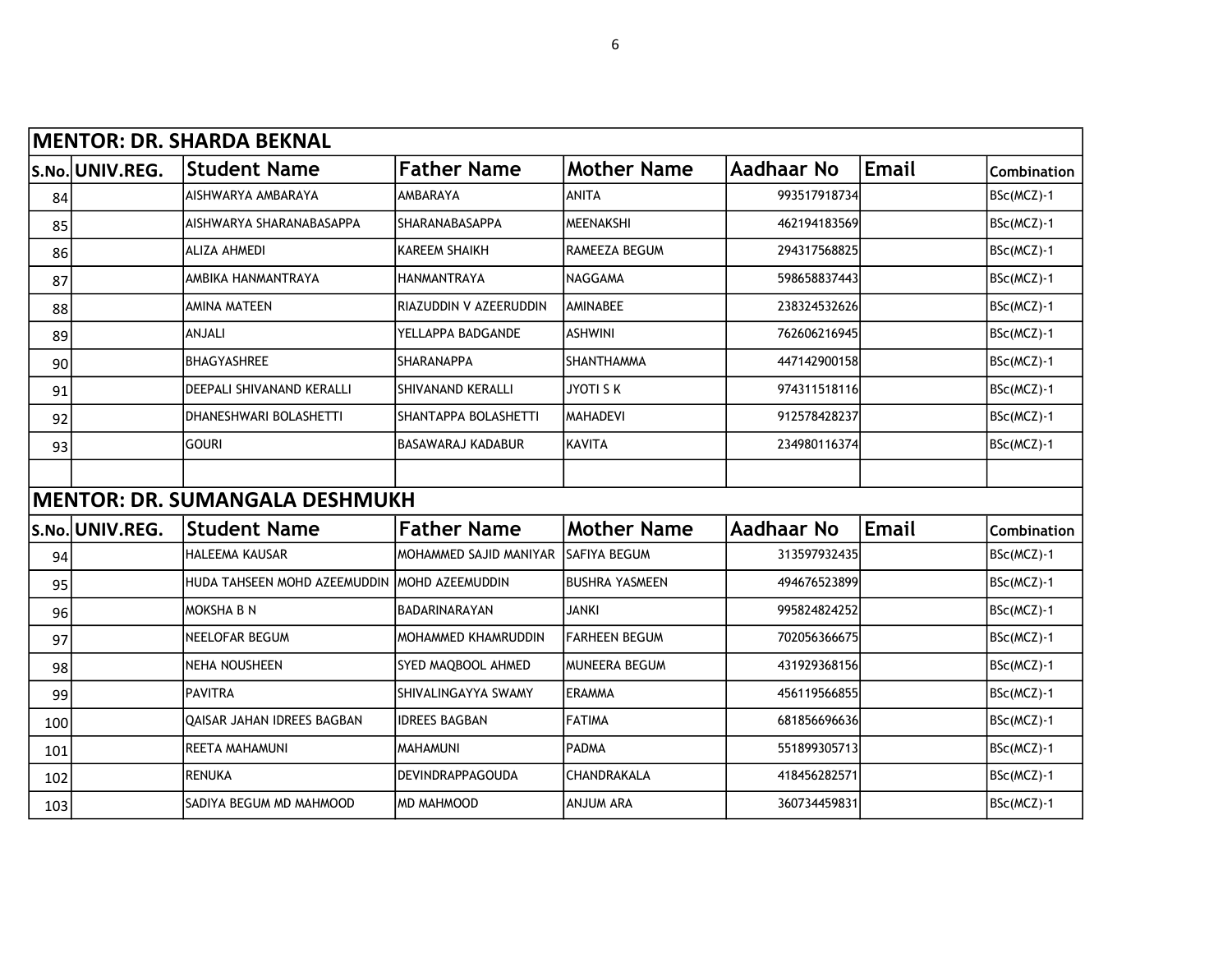| **MENTOR: DR. SHARDA BEKNAL** | | | | | | | |
|---|---|---|---|---|---|---|---|
| **S.No.** | **UNIV.REG.** | **Student Name** | **Father Name** | **Mother Name** | **Aadhaar No** | **Email** | **Combination** |
| 84 | | AISHWARYA AMBARAYA | AMBARAYA | ANITA | 993517918734 | | BSc(MCZ)-1 |
| 85 | | AISHWARYA SHARANABASAPPA | SHARANABASAPPA | MEENAKSHI | 462194183569 | | BSc(MCZ)-1 |
| 86 | | ALIZA AHMEDI | KAREEM SHAIKH | RAMEEZA BEGUM | 294317568825 | | BSc(MCZ)-1 |
| 87 | | AMBIKA HANMANTRAYA | HANMANTRAYA | NAGGAMA | 598658837443 | | BSc(MCZ)-1 |
| 88 | | AMINA MATEEN | RIAZUDDIN V AZEERUDDIN | AMINABEE | 238324532626 | | BSc(MCZ)-1 |
| 89 | | ANJALI | YELLAPPA BADGANDE | ASHWINI | 762606216945 | | BSc(MCZ)-1 |
| 90 | | BHAGYASHREE | SHARANAPPA | SHANTHAMMA | 447142900158 | | BSc(MCZ)-1 |
| 91 | | DEEPALI SHIVANAND KERALLI | SHIVANAND KERALLI | JYOTI S K | 974311518116 | | BSc(MCZ)-1 |
| 92 | | DHANESHWARI BOLASHETTI | SHANTAPPA BOLASHETTI | MAHADEVI | 912578428237 | | BSc(MCZ)-1 |
| 93 | | GOURI | BASAWARAJ KADABUR | KAVITA | 234980116374 | | BSc(MCZ)-1 |
| | | | | | | | |
| **MENTOR: DR. SUMANGALA DESHMUKH** | | | | | | | |
| **S.No.** | **UNIV.REG.** | **Student Name** | **Father Name** | **Mother Name** | **Aadhaar No** | **Email** | **Combination** |
| 94 | | HALEEMA KAUSAR | MOHAMMED SAJID MANIYAR | SAFIYA BEGUM | 313597932435 | | BSc(MCZ)-1 |
| 95 | | HUDA TAHSEEN MOHD AZEEMUDDIN | MOHD AZEEMUDDIN | BUSHRA YASMEEN | 494676523899 | | BSc(MCZ)-1 |
| 96 | | MOKSHA B N | BADARINARAYAN | JANKI | 995824824252 | | BSc(MCZ)-1 |
| 97 | | NEELOFAR BEGUM | MOHAMMED KHAMRUDDIN | FARHEEN BEGUM | 702056366675 | | BSc(MCZ)-1 |
| 98 | | NEHA NOUSHEEN | SYED MAQBOOL AHMED | MUNEERA BEGUM | 431929368156 | | BSc(MCZ)-1 |
| 99 | | PAVITRA | SHIVALINGAYYA SWAMY | ERAMMA | 456119566855 | | BSc(MCZ)-1 |
| 100 | | QAISAR JAHAN IDREES BAGBAN | IDREES BAGBAN | FATIMA | 681856696636 | | BSc(MCZ)-1 |
| 101 | | REETA MAHAMUNI | MAHAMUNI | PADMA | 551899305713 | | BSc(MCZ)-1 |
| 102 | | RENUKA | DEVINDRAPPAGOUDA | CHANDRAKALA | 418456282571 | | BSc(MCZ)-1 |
| 103 | | SADIYA BEGUM MD MAHMOOD | MD MAHMOOD | ANJUM ARA | 360734459831 | | BSc(MCZ)-1 |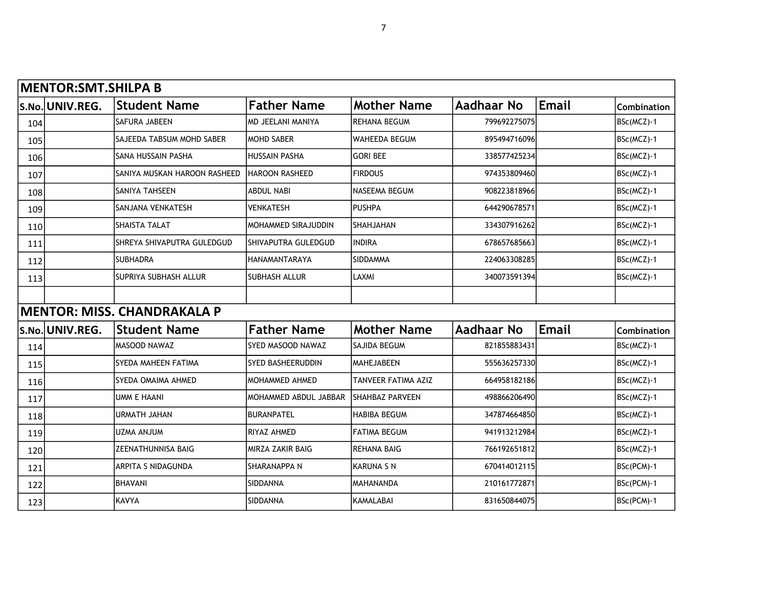| MENTOR:SMT.SHILPA B | | | | | | | |
|---|---|---|---|---|---|---|---|
| S.No. | UNIV.REG. | Student Name | Father Name | Mother Name | Aadhaar No | Email | Combination |
| 104 | | SAFURA JABEEN | MD JEELANI MANIYA | REHANA BEGUM | 799692275075 | | BSc(MCZ)-1 |
| 105 | | SAJEEDA TABSUM MOHD SABER | MOHD SABER | WAHEEDA BEGUM | 895494716096 | | BSc(MCZ)-1 |
| 106 | | SANA HUSSAIN PASHA | HUSSAIN PASHA | GORI BEE | 338577425234 | | BSc(MCZ)-1 |
| 107 | | SANIYA MUSKAN HAROON RASHEED | HAROON RASHEED | FIRDOUS | 974353809460 | | BSc(MCZ)-1 |
| 108 | | SANIYA TAHSEEN | ABDUL NABI | NASEEMA BEGUM | 908223818966 | | BSc(MCZ)-1 |
| 109 | | SANJANA VENKATESH | VENKATESH | PUSHPA | 644290678571 | | BSc(MCZ)-1 |
| 110 | | SHAISTA TALAT | MOHAMMED SIRAJUDDIN | SHAHJAHAN | 334307916262 | | BSc(MCZ)-1 |
| 111 | | SHREYA SHIVAPUTRA GULEDGUD | SHIVAPUTRA GULEDGUD | INDIRA | 678657685663 | | BSc(MCZ)-1 |
| 112 | | SUBHADRA | HANAMANTARAYA | SIDDAMMA | 224063308285 | | BSc(MCZ)-1 |
| 113 | | SUPRIYA SUBHASH ALLUR | SUBHASH ALLUR | LAXMI | 340073591394 | | BSc(MCZ)-1 |
| | | | | | | | |

| MENTOR: MISS. CHANDRAKALA P | | | | | | | |
|---|---|---|---|---|---|---|---|
| S.No. | UNIV.REG. | Student Name | Father Name | Mother Name | Aadhaar No | Email | Combination |
| 114 | | MASOOD NAWAZ | SYED MASOOD NAWAZ | SAJIDA BEGUM | 821855883431 | | BSc(MCZ)-1 |
| 115 | | SYEDA MAHEEN FATIMA | SYED BASHEERUDDIN | MAHEJABEEN | 555636257330 | | BSc(MCZ)-1 |
| 116 | | SYEDA OMAIMA AHMED | MOHAMMED AHMED | TANVEER FATIMA AZIZ | 664958182186 | | BSc(MCZ)-1 |
| 117 | | UMM E HAANI | MOHAMMED ABDUL JABBAR | SHAHBAZ PARVEEN | 498866206490 | | BSc(MCZ)-1 |
| 118 | | URMATH JAHAN | BURANPATEL | HABIBA BEGUM | 347874664850 | | BSc(MCZ)-1 |
| 119 | | UZMA ANJUM | RIYAZ AHMED | FATIMA BEGUM | 941913212984 | | BSc(MCZ)-1 |
| 120 | | ZEENATHUNNISA BAIG | MIRZA ZAKIR BAIG | REHANA BAIG | 766192651812 | | BSc(MCZ)-1 |
| 121 | | ARPITA S NIDAGUNDA | SHARANAPPA N | KARUNA S N | 670414012115 | | BSc(PCM)-1 |
| 122 | | BHAVANI | SIDDANNA | MAHANANDA | 210161772871 | | BSc(PCM)-1 |
| 123 | | KAVYA | SIDDANNA | KAMALABAI | 831650844075 | | BSc(PCM)-1 |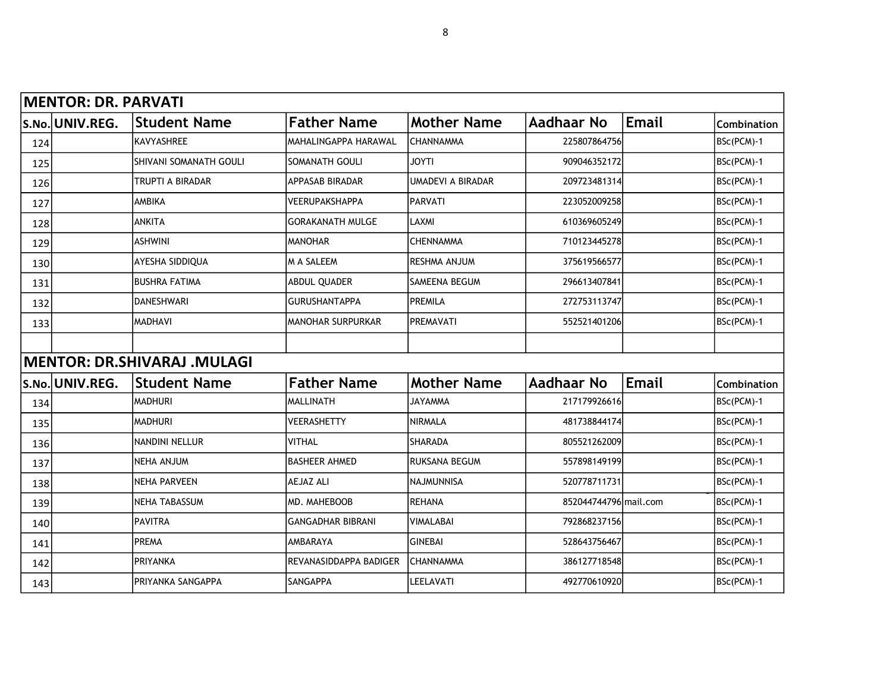## MENTOR: DR. PARVATI

| S.No. | UNIV.REG. | Student Name | Father Name | Mother Name | Aadhaar No | Email | Combination |
|---|---|---|---|---|---|---|---|
| 124 | | KAVYASHREE | MAHALINGAPPA HARAWAL | CHANNAMMA | 225807864756 | | BSc(PCM)-1 |
| 125 | | SHIVANI SOMANATH GOULI | SOMANATH GOULI | JOYTI | 909046352172 | | BSc(PCM)-1 |
| 126 | | TRUPTI A BIRADAR | APPASAB BIRADAR | UMADEVI A BIRADAR | 209723481314 | | BSc(PCM)-1 |
| 127 | | AMBIKA | VEERUPAKSHAPPA | PARVATI | 223052009258 | | BSc(PCM)-1 |
| 128 | | ANKITA | GORAKANATH MULGE | LAXMI | 610369605249 | | BSc(PCM)-1 |
| 129 | | ASHWINI | MANOHAR | CHENNAMMA | 710123445278 | | BSc(PCM)-1 |
| 130 | | AYESHA SIDDIQUA | M A SALEEM | RESHMA ANJUM | 375619566577 | | BSc(PCM)-1 |
| 131 | | BUSHRA FATIMA | ABDUL QUADER | SAMEENA BEGUM | 296613407841 | | BSc(PCM)-1 |
| 132 | | DANESHWARI | GURUSHANTAPPA | PREMILA | 272753113747 | | BSc(PCM)-1 |
| 133 | | MADHAVI | MANOHAR SURPURKAR | PREMAVATI | 552521401206 | | BSc(PCM)-1 |

## MENTOR: DR.SHIVARAJ .MULAGI

| S.No. | UNIV.REG. | Student Name | Father Name | Mother Name | Aadhaar No | Email | Combination |
|---|---|---|---|---|---|---|---|
| 134 | | MADHURI | MALLINATH | JAYAMMA | 217179926616 | | BSc(PCM)-1 |
| 135 | | MADHURI | VEERASHETTY | NIRMALA | 481738844174 | | BSc(PCM)-1 |
| 136 | | NANDINI NELLUR | VITHAL | SHARADA | 805521262009 | | BSc(PCM)-1 |
| 137 | | NEHA ANJUM | BASHEER AHMED | RUKSANA BEGUM | 557898149199 | | BSc(PCM)-1 |
| 138 | | NEHA PARVEEN | AEJAZ ALI | NAJMUNNISA | 520778711731 | | BSc(PCM)-1 |
| 139 | | NEHA TABASSUM | MD. MAHEBOOB | REHANA | 852044744796 | mail.com | BSc(PCM)-1 |
| 140 | | PAVITRA | GANGADHAR BIBRANI | VIMALABAI | 792868237156 | | BSc(PCM)-1 |
| 141 | | PREMA | AMBARAYA | GINEBAI | 528643756467 | | BSc(PCM)-1 |
| 142 | | PRIYANKA | REVANASIDDAPPA BADIGER | CHANNAMMA | 386127718548 | | BSc(PCM)-1 |
| 143 | | PRIYANKA SANGAPPA | SANGAPPA | LEELAVATI | 492770610920 | | BSc(PCM)-1 |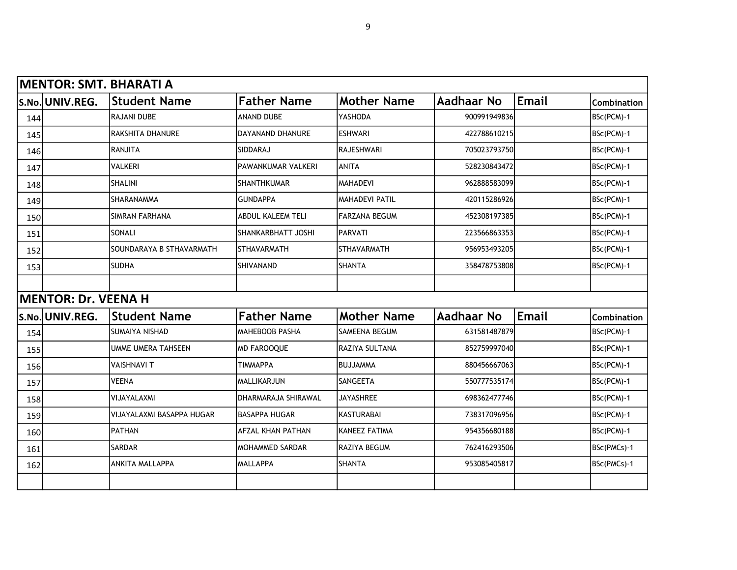## MENTOR: SMT. BHARATI A

| S.No. | UNIV.REG. | Student Name | Father Name | Mother Name | Aadhaar No | Email | Combination |
|---|---|---|---|---|---|---|---|
| 144 | | RAJANI DUBE | ANAND DUBE | YASHODA | 900991949836 | | BSc(PCM)-1 |
| 145 | | RAKSHITA DHANURE | DAYANAND DHANURE | ESHWARI | 422788610215 | | BSc(PCM)-1 |
| 146 | | RANJITA | SIDDARAJ | RAJESHWARI | 705023793750 | | BSc(PCM)-1 |
| 147 | | VALKERI | PAWANKUMAR VALKERI | ANITA | 528230843472 | | BSc(PCM)-1 |
| 148 | | SHALINI | SHANTHKUMAR | MAHADEVI | 962888583099 | | BSc(PCM)-1 |
| 149 | | SHARANAMMA | GUNDAPPA | MAHADEVI PATIL | 420115286926 | | BSc(PCM)-1 |
| 150 | | SIMRAN FARHANA | ABDUL KALEEM TELI | FARZANA BEGUM | 452308197385 | | BSc(PCM)-1 |
| 151 | | SONALI | SHANKARBHATT JOSHI | PARVATI | 223566863353 | | BSc(PCM)-1 |
| 152 | | SOUNDARAYA B STHAVARMATH | STHAVARMATH | STHAVARMATH | 956953493205 | | BSc(PCM)-1 |
| 153 | | SUDHA | SHIVANAND | SHANTA | 358478753808 | | BSc(PCM)-1 |

## MENTOR: Dr. VEENA H

| S.No. | UNIV.REG. | Student Name | Father Name | Mother Name | Aadhaar No | Email | Combination |
|---|---|---|---|---|---|---|---|
| 154 | | SUMAIYA NISHAD | MAHEBOOB PASHA | SAMEENA BEGUM | 631581487879 | | BSc(PCM)-1 |
| 155 | | UMME UMERA TAHSEEN | MD FAROOQUE | RAZIYA SULTANA | 852759997040 | | BSc(PCM)-1 |
| 156 | | VAISHNAVI T | TIMMAPPA | BUJJAMMA | 880456667063 | | BSc(PCM)-1 |
| 157 | | VEENA | MALLIKARJUN | SANGEETA | 550777535174 | | BSc(PCM)-1 |
| 158 | | VIJAYALAXMI | DHARMARAJA SHIRAWAL | JAYASHREE | 698362477746 | | BSc(PCM)-1 |
| 159 | | VIJAYALAXMI BASAPPA HUGAR | BASAPPA HUGAR | KASTURABAI | 738317096956 | | BSc(PCM)-1 |
| 160 | | PATHAN | AFZAL KHAN PATHAN | KANEEZ FATIMA | 954356680188 | | BSc(PCM)-1 |
| 161 | | SARDAR | MOHAMMED SARDAR | RAZIYA BEGUM | 762416293506 | | BSc(PMCs)-1 |
| 162 | | ANKITA MALLAPPA | MALLAPPA | SHANTA | 953085405817 | | BSc(PMCs)-1 |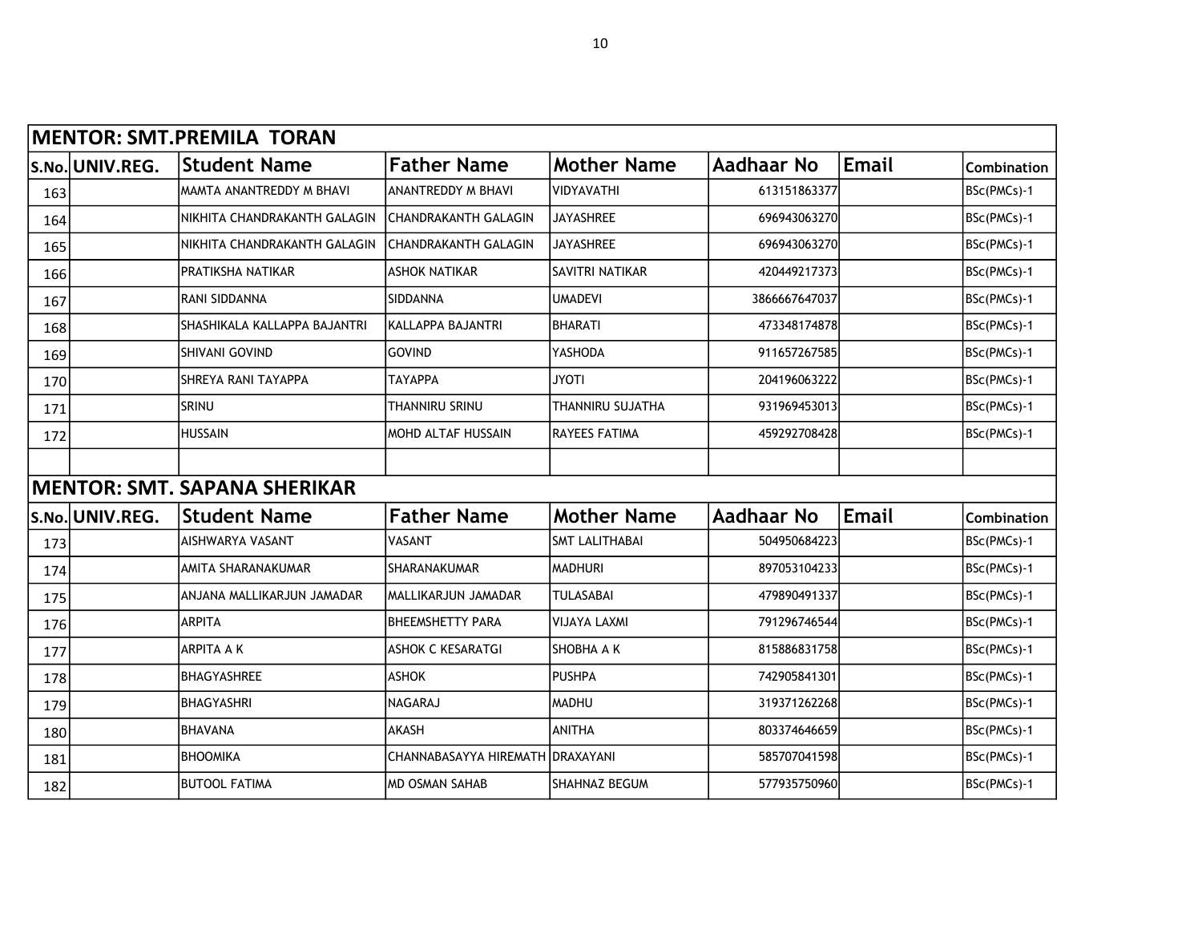| MENTOR: SMT.PREMILA TORAN | | | | | | | |
|---|---|---|---|---|---|---|---|
| S.No. | UNIV.REG. | Student Name | Father Name | Mother Name | Aadhaar No | Email | Combination |
| 163 | | MAMTA ANANTREDDY M BHAVI | ANANTREDDY M BHAVI | VIDYAVATHI | 613151863377 | | BSc(PMCs)-1 |
| 164 | | NIKHITA CHANDRAKANTH GALAGIN | CHANDRAKANTH GALAGIN | JAYASHREE | 696943063270 | | BSc(PMCs)-1 |
| 165 | | NIKHITA CHANDRAKANTH GALAGIN | CHANDRAKANTH GALAGIN | JAYASHREE | 696943063270 | | BSc(PMCs)-1 |
| 166 | | PRATIKSHA NATIKAR | ASHOK NATIKAR | SAVITRI NATIKAR | 420449217373 | | BSc(PMCs)-1 |
| 167 | | RANI SIDDANNA | SIDDANNA | UMADEVI | 3866667647037 | | BSc(PMCs)-1 |
| 168 | | SHASHIKALA KALLAPPA BAJANTRI | KALLAPPA BAJANTRI | BHARATI | 473348174878 | | BSc(PMCs)-1 |
| 169 | | SHIVANI GOVIND | GOVIND | YASHODA | 911657267585 | | BSc(PMCs)-1 |
| 170 | | SHREYA RANI TAYAPPA | TAYAPPA | JYOTI | 204196063222 | | BSc(PMCs)-1 |
| 171 | | SRINU | THANNIRU SRINU | THANNIRU SUJATHA | 931969453013 | | BSc(PMCs)-1 |
| 172 | | HUSSAIN | MOHD ALTAF HUSSAIN | RAYEES FATIMA | 459292708428 | | BSc(PMCs)-1 |
| | | | | | | | |

| MENTOR: SMT. SAPANA SHERIKAR | | | | | | | |
|---|---|---|---|---|---|---|---|
| S.No. | UNIV.REG. | Student Name | Father Name | Mother Name | Aadhaar No | Email | Combination |
| 173 | | AISHWARYA VASANT | VASANT | SMT LALITHABAI | 504950684223 | | BSc(PMCs)-1 |
| 174 | | AMITA SHARANAKUMAR | SHARANAKUMAR | MADHURI | 897053104233 | | BSc(PMCs)-1 |
| 175 | | ANJANA MALLIKARJUN JAMADAR | MALLIKARJUN JAMADAR | TULASABAI | 479890491337 | | BSc(PMCs)-1 |
| 176 | | ARPITA | BHEEMSHETTY PARA | VIJAYA LAXMI | 791296746544 | | BSc(PMCs)-1 |
| 177 | | ARPITA A K | ASHOK C KESARATGI | SHOBHA A K | 815886831758 | | BSc(PMCs)-1 |
| 178 | | BHAGYASHREE | ASHOK | PUSHPA | 742905841301 | | BSc(PMCs)-1 |
| 179 | | BHAGYASHRI | NAGARAJ | MADHU | 319371262268 | | BSc(PMCs)-1 |
| 180 | | BHAVANA | AKASH | ANITHA | 803374646659 | | BSc(PMCs)-1 |
| 181 | | BHOOMIKA | CHANNABASAYYA HIREMATH | DRAXAYANI | 585707041598 | | BSc(PMCs)-1 |
| 182 | | BUTOOL FATIMA | MD OSMAN SAHAB | SHAHNAZ BEGUM | 577935750960 | | BSc(PMCs)-1 |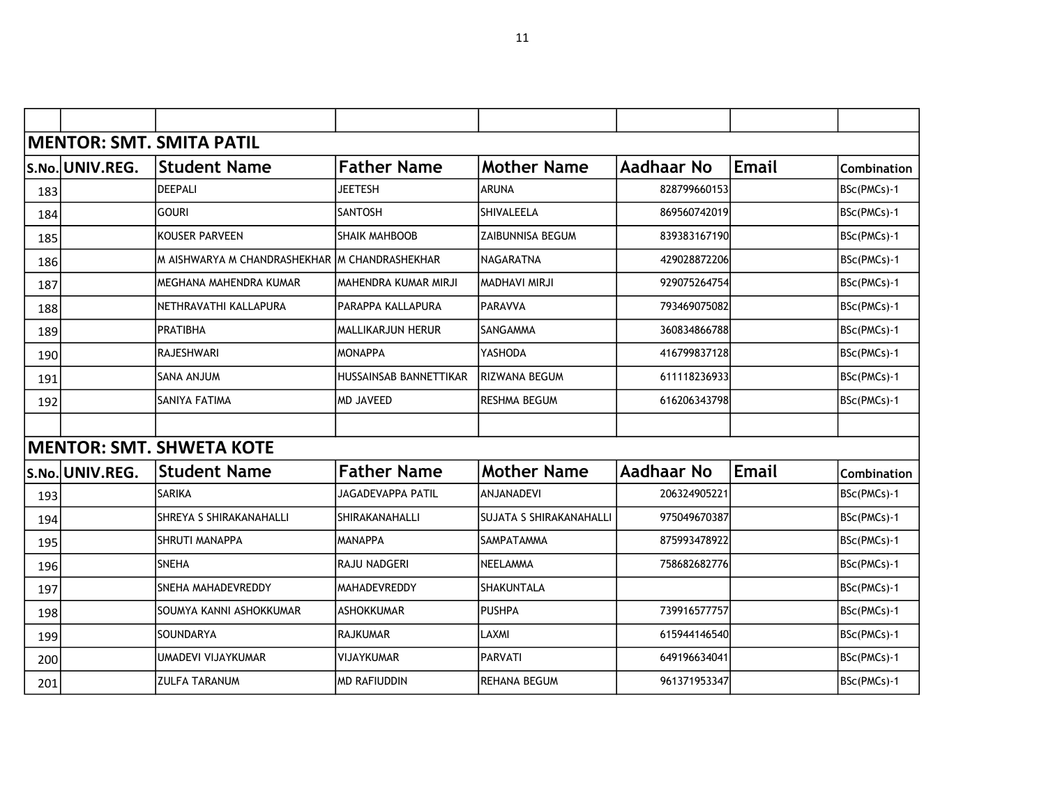## MENTOR: SMT. SMITA PATIL

| S.No. | UNIV.REG. | Student Name | Father Name | Mother Name | Aadhaar No | Email | Combination |
|---|---|---|---|---|---|---|---|
| 183 | | DEEPALI | JEETESH | ARUNA | 828799660153 | | BSc(PMCs)-1 |
| 184 | | GOURI | SANTOSH | SHIVALEELA | 869560742019 | | BSc(PMCs)-1 |
| 185 | | KOUSER PARVEEN | SHAIK MAHBOOB | ZAIBUNNISA BEGUM | 839383167190 | | BSc(PMCs)-1 |
| 186 | | M AISHWARYA M CHANDRASHEKHAR | M CHANDRASHEKHAR | NAGARATNA | 429028872206 | | BSc(PMCs)-1 |
| 187 | | MEGHANA MAHENDRA KUMAR | MAHENDRA KUMAR MIRJI | MADHAVI MIRJI | 929075264754 | | BSc(PMCs)-1 |
| 188 | | NETHRAVATHI KALLAPURA | PARAPPA KALLAPURA | PARAVVA | 793469075082 | | BSc(PMCs)-1 |
| 189 | | PRATIBHA | MALLIKARJUN HERUR | SANGAMMA | 360834866788 | | BSc(PMCs)-1 |
| 190 | | RAJESHWARI | MONAPPA | YASHODA | 416799837128 | | BSc(PMCs)-1 |
| 191 | | SANA ANJUM | HUSSAINSAB BANNETTIKAR | RIZWANA BEGUM | 611118236933 | | BSc(PMCs)-1 |
| 192 | | SANIYA FATIMA | MD JAVEED | RESHMA BEGUM | 616206343798 | | BSc(PMCs)-1 |

## MENTOR: SMT. SHWETA KOTE

| S.No. | UNIV.REG. | Student Name | Father Name | Mother Name | Aadhaar No | Email | Combination |
|---|---|---|---|---|---|---|---|
| 193 | | SARIKA | JAGADEVAPPA PATIL | ANJANADEVI | 206324905221 | | BSc(PMCs)-1 |
| 194 | | SHREYA S SHIRAKANAHALLI | SHIRAKANAHALLI | SUJATA S SHIRAKANAHALLI | 975049670387 | | BSc(PMCs)-1 |
| 195 | | SHRUTI MANAPPA | MANAPPA | SAMPATAMMA | 875993478922 | | BSc(PMCs)-1 |
| 196 | | SNEHA | RAJU NADGERI | NEELAMMA | 758682682776 | | BSc(PMCs)-1 |
| 197 | | SNEHA MAHADEVREDDY | MAHADEVREDDY | SHAKUNTALA | | | BSc(PMCs)-1 |
| 198 | | SOUMYA KANNI ASHOKKUMAR | ASHOKKUMAR | PUSHPA | 739916577757 | | BSc(PMCs)-1 |
| 199 | | SOUNDARYA | RAJKUMAR | LAXMI | 615944146540 | | BSc(PMCs)-1 |
| 200 | | UMADEVI VIJAYKUMAR | VIJAYKUMAR | PARVATI | 649196634041 | | BSc(PMCs)-1 |
| 201 | | ZULFA TARANUM | MD RAFIUDDIN | REHANA BEGUM | 961371953347 | | BSc(PMCs)-1 |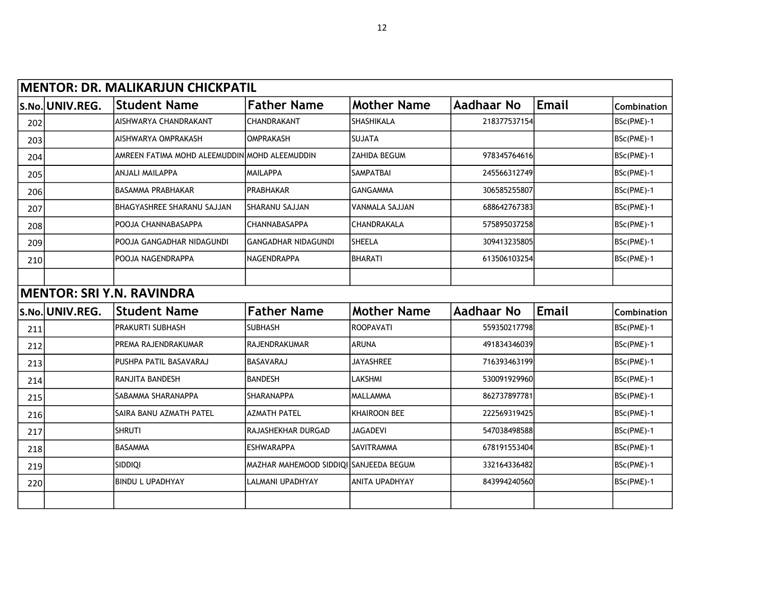| MENTOR: DR. MALIKARJUN CHICKPATIL | | | | | | | |
|---|---|---|---|---|---|---|---|
| S.No. | UNIV.REG. | Student Name | Father Name | Mother Name | Aadhaar No | Email | Combination |
| 202 | | AISHWARYA CHANDRAKANT | CHANDRAKANT | SHASHIKALA | 218377537154 | | BSc(PME)-1 |
| 203 | | AISHWARYA OMPRAKASH | OMPRAKASH | SUJATA | | | BSc(PME)-1 |
| 204 | | AMREEN FATIMA MOHD ALEEMUDDIN | MOHD ALEEMUDDIN | ZAHIDA BEGUM | 978345764616 | | BSc(PME)-1 |
| 205 | | ANJALI MAILAPPA | MAILAPPA | SAMPATBAI | 245566312749 | | BSc(PME)-1 |
| 206 | | BASAMMA PRABHAKAR | PRABHAKAR | GANGAMMA | 306585255807 | | BSc(PME)-1 |
| 207 | | BHAGYASHREE SHARANU SAJJAN | SHARANU SAJJAN | VANMALA SAJJAN | 688642767383 | | BSc(PME)-1 |
| 208 | | POOJA CHANNABASAPPA | CHANNABASAPPA | CHANDRAKALA | 575895037258 | | BSc(PME)-1 |
| 209 | | POOJA GANGADHAR NIDAGUNDI | GANGADHAR NIDAGUNDI | SHEELA | 309413235805 | | BSc(PME)-1 |
| 210 | | POOJA NAGENDRAPPA | NAGENDRAPPA | BHARATI | 613506103254 | | BSc(PME)-1 |
| | | | | | | | |

| MENTOR: SRI Y.N. RAVINDRA | | | | | | | |
|---|---|---|---|---|---|---|---|
| S.No. | UNIV.REG. | Student Name | Father Name | Mother Name | Aadhaar No | Email | Combination |
| 211 | | PRAKURTI SUBHASH | SUBHASH | ROOPAVATI | 559350217798 | | BSc(PME)-1 |
| 212 | | PREMA RAJENDRAKUMAR | RAJENDRAKUMAR | ARUNA | 491834346039 | | BSc(PME)-1 |
| 213 | | PUSHPA PATIL BASAVARAJ | BASAVARAJ | JAYASHREE | 716393463199 | | BSc(PME)-1 |
| 214 | | RANJITA BANDESH | BANDESH | LAKSHMI | 530091929960 | | BSc(PME)-1 |
| 215 | | SABAMMA SHARANAPPA | SHARANAPPA | MALLAMMA | 862737897781 | | BSc(PME)-1 |
| 216 | | SAIRA BANU AZMATH PATEL | AZMATH PATEL | KHAIROON BEE | 222569319425 | | BSc(PME)-1 |
| 217 | | SHRUTI | RAJASHEKHAR DURGAD | JAGADEVI | 547038498588 | | BSc(PME)-1 |
| 218 | | BASAMMA | ESHWARAPPA | SAVITRAMMA | 678191553404 | | BSc(PME)-1 |
| 219 | | SIDDIQI | MAZHAR MAHEMOOD SIDDIQI | SANJEEDA BEGUM | 332164336482 | | BSc(PME)-1 |
| 220 | | BINDU L UPADHYAY | LALMANI UPADHYAY | ANITA UPADHYAY | 843994240560 | | BSc(PME)-1 |
| | | | | | | | |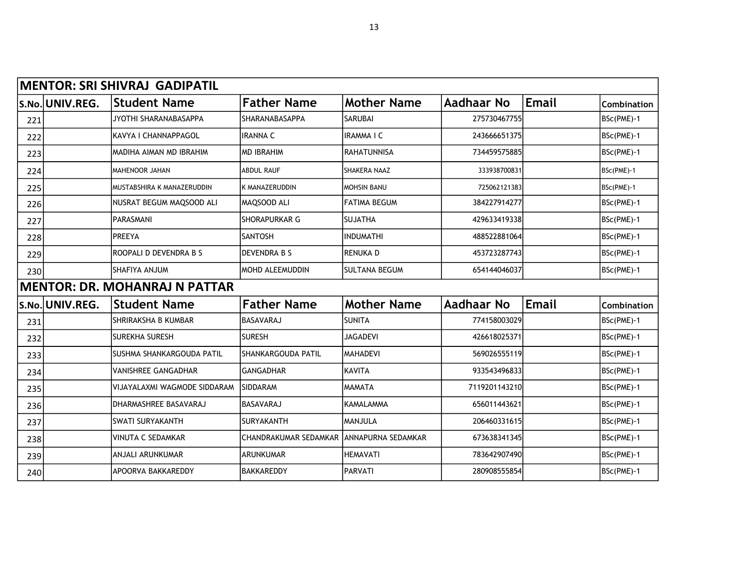| MENTOR: SRI SHIVRAJ GADIPATIL | | | | | | | |
|---|---|---|---|---|---|---|---|
| **S.No.** | **UNIV.REG.** | **Student Name** | **Father Name** | **Mother Name** | **Aadhaar No** | **Email** | **Combination** |
| 221 | | JYOTHI SHARANABASAPPA | SHARANABASAPPA | SARUBAI | 275730467755 | | BSc(PME)-1 |
| 222 | | KAVYA I CHANNAPPAGOL | IRANNA C | IRAMMA I C | 243666651375 | | BSc(PME)-1 |
| 223 | | MADIHA AIMAN MD IBRAHIM | MD IBRAHIM | RAHATUNNISA | 734459575885 | | BSc(PME)-1 |
| 224 | | MAHENOOR JAHAN | ABDUL RAUF | SHAKERA NAAZ | 333938700831 | | BSc(PME)-1 |
| 225 | | MUSTABSHIRA K MANAZERUDDIN | K MANAZERUDDIN | MOHSIN BANU | 725062121383 | | BSc(PME)-1 |
| 226 | | NUSRAT BEGUM MAQSOOD ALI | MAQSOOD ALI | FATIMA BEGUM | 384227914277 | | BSc(PME)-1 |
| 227 | | PARASMANI | SHORAPURKAR G | SUJATHA | 429633419338 | | BSc(PME)-1 |
| 228 | | PREEYA | SANTOSH | INDUMATHI | 488522881064 | | BSc(PME)-1 |
| 229 | | ROOPALI D DEVENDRA B S | DEVENDRA B S | RENUKA D | 453723287743 | | BSc(PME)-1 |
| 230 | | SHAFIYA ANJUM | MOHD ALEEMUDDIN | SULTANA BEGUM | 654144046037 | | BSc(PME)-1 |

| MENTOR: DR. MOHANRAJ N PATTAR | | | | | | | |
|---|---|---|---|---|---|---|---|
| **S.No.** | **UNIV.REG.** | **Student Name** | **Father Name** | **Mother Name** | **Aadhaar No** | **Email** | **Combination** |
| 231 | | SHRIRAKSHA B KUMBAR | BASAVARAJ | SUNITA | 774158003029 | | BSc(PME)-1 |
| 232 | | SUREKHA SURESH | SURESH | JAGADEVI | 426618025371 | | BSc(PME)-1 |
| 233 | | SUSHMA SHANKARGOUDA PATIL | SHANKARGOUDA PATIL | MAHADEVI | 569026555119 | | BSc(PME)-1 |
| 234 | | VANISHREE GANGADHAR | GANGADHAR | KAVITA | 933543496833 | | BSc(PME)-1 |
| 235 | | VIJAYALAXMI WAGMODE SIDDARAM | SIDDARAM | MAMATA | 7119201143210 | | BSc(PME)-1 |
| 236 | | DHARMASHREE BASAVARAJ | BASAVARAJ | KAMALAMMA | 656011443621 | | BSc(PME)-1 |
| 237 | | SWATI SURYAKANTH | SURYAKANTH | MANJULA | 206460331615 | | BSc(PME)-1 |
| 238 | | VINUTA C SEDAMKAR | CHANDRAKUMAR SEDAMKAR | ANNAPURNA SEDAMKAR | 673638341345 | | BSc(PME)-1 |
| 239 | | ANJALI ARUNKUMAR | ARUNKUMAR | HEMAVATI | 783642907490 | | BSc(PME)-1 |
| 240 | | APOORVA BAKKAREDDY | BAKKAREDDY | PARVATI | 280908555854 | | BSc(PME)-1 |